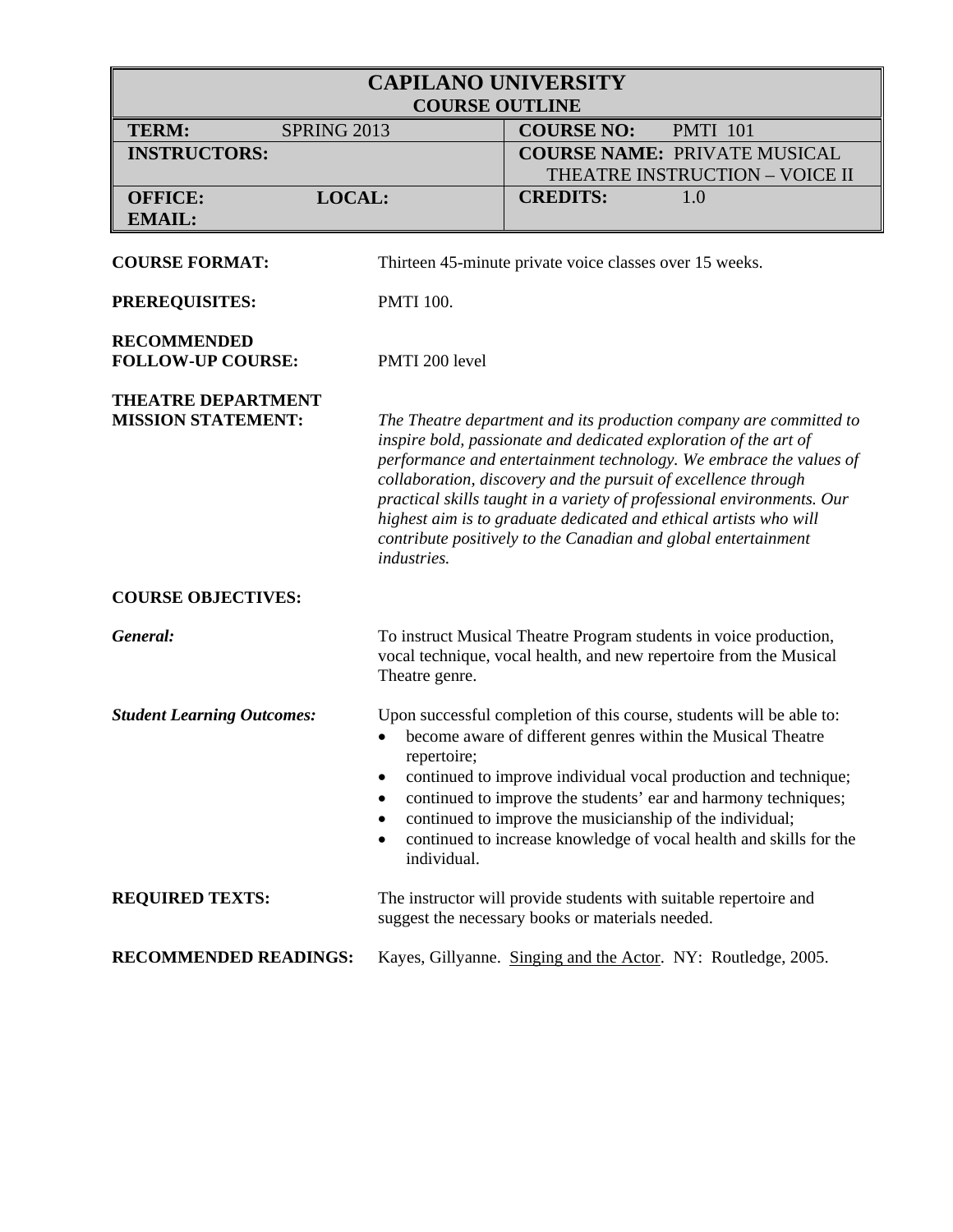# CAPILANO UNIVERSITY
## COURSE OUTLINE

| TERM: SPRING 2013 | COURSE NO: PMTI 101 |
|---|---|
| INSTRUCTORS: | COURSE NAME: PRIVATE MUSICAL THEATRE INSTRUCTION – VOICE II |
| OFFICE: LOCAL: EMAIL: | CREDITS: 1.0 |

**COURSE FORMAT:** Thirteen 45-minute private voice classes over 15 weeks.

**PREREQUISITES:** PMTI 100.

**RECOMMENDED FOLLOW-UP COURSE:** PMTI 200 level

**THEATRE DEPARTMENT MISSION STATEMENT:** *The Theatre department and its production company are committed to inspire bold, passionate and dedicated exploration of the art of performance and entertainment technology. We embrace the values of collaboration, discovery and the pursuit of excellence through practical skills taught in a variety of professional environments. Our highest aim is to graduate dedicated and ethical artists who will contribute positively to the Canadian and global entertainment industries.*

**COURSE OBJECTIVES:**

***General:*** To instruct Musical Theatre Program students in voice production, vocal technique, vocal health, and new repertoire from the Musical Theatre genre.

***Student Learning Outcomes:*** Upon successful completion of this course, students will be able to:

- become aware of different genres within the Musical Theatre repertoire;
- continued to improve individual vocal production and technique;
- continued to improve the students' ear and harmony techniques;
- continued to improve the musicianship of the individual;
- continued to increase knowledge of vocal health and skills for the individual.

**REQUIRED TEXTS:** The instructor will provide students with suitable repertoire and suggest the necessary books or materials needed.

**RECOMMENDED READINGS:** Kayes, Gillyanne. Singing and the Actor. NY: Routledge, 2005.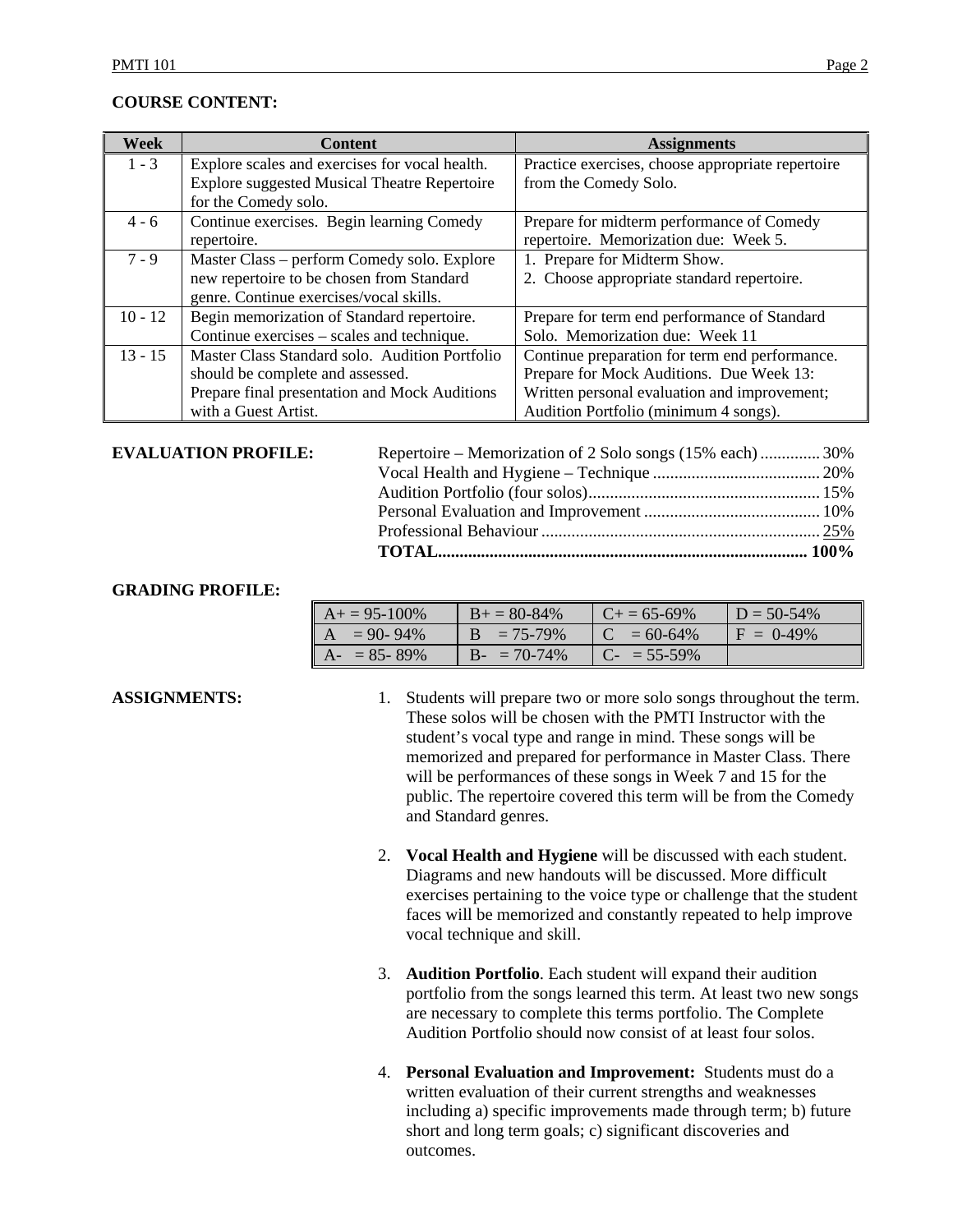**COURSE CONTENT:**

| Week | Content | Assignments |
|---|---|---|
| 1 - 3 | Explore scales and exercises for vocal health. Explore suggested Musical Theatre Repertoire for the Comedy solo. | Practice exercises, choose appropriate repertoire from the Comedy Solo. |
| 4 - 6 | Continue exercises. Begin learning Comedy repertoire. | Prepare for midterm performance of Comedy repertoire. Memorization due: Week 5. |
| 7 - 9 | Master Class – perform Comedy solo. Explore new repertoire to be chosen from Standard genre. Continue exercises/vocal skills. | 1. Prepare for Midterm Show.<br>2. Choose appropriate standard repertoire. |
| 10 - 12 | Begin memorization of Standard repertoire. Continue exercises – scales and technique. | Prepare for term end performance of Standard Solo. Memorization due: Week 11 |
| 13 - 15 | Master Class Standard solo. Audition Portfolio should be complete and assessed. Prepare final presentation and Mock Auditions with a Guest Artist. | Continue preparation for term end performance. Prepare for Mock Auditions. Due Week 13: Written personal evaluation and improvement; Audition Portfolio (minimum 4 songs). |

**EVALUATION PROFILE:**

| | |
|---|---|
| Repertoire – Memorization of 2 Solo songs (15% each) | 30% |
| Vocal Health and Hygiene – Technique | 20% |
| Audition Portfolio (four solos) | 15% |
| Personal Evaluation and Improvement | 10% |
| Professional Behaviour | 25% |
| **TOTAL** | **100%** |

**GRADING PROFILE:**

| | | | |
|---|---|---|---|
| A+ = 95-100% | B+ = 80-84% | C+ = 65-69% | D = 50-54% |
| A = 90- 94% | B = 75-79% | C = 60-64% | F = 0-49% |
| A- = 85- 89% | B- = 70-74% | C- = 55-59% | |

**ASSIGNMENTS:**

1. Students will prepare two or more solo songs throughout the term. These solos will be chosen with the PMTI Instructor with the student's vocal type and range in mind. These songs will be memorized and prepared for performance in Master Class. There will be performances of these songs in Week 7 and 15 for the public. The repertoire covered this term will be from the Comedy and Standard genres.

2. **Vocal Health and Hygiene** will be discussed with each student. Diagrams and new handouts will be discussed. More difficult exercises pertaining to the voice type or challenge that the student faces will be memorized and constantly repeated to help improve vocal technique and skill.

3. **Audition Portfolio**. Each student will expand their audition portfolio from the songs learned this term. At least two new songs are necessary to complete this terms portfolio. The Complete Audition Portfolio should now consist of at least four solos.

4. **Personal Evaluation and Improvement:** Students must do a written evaluation of their current strengths and weaknesses including a) specific improvements made through term; b) future short and long term goals; c) significant discoveries and outcomes.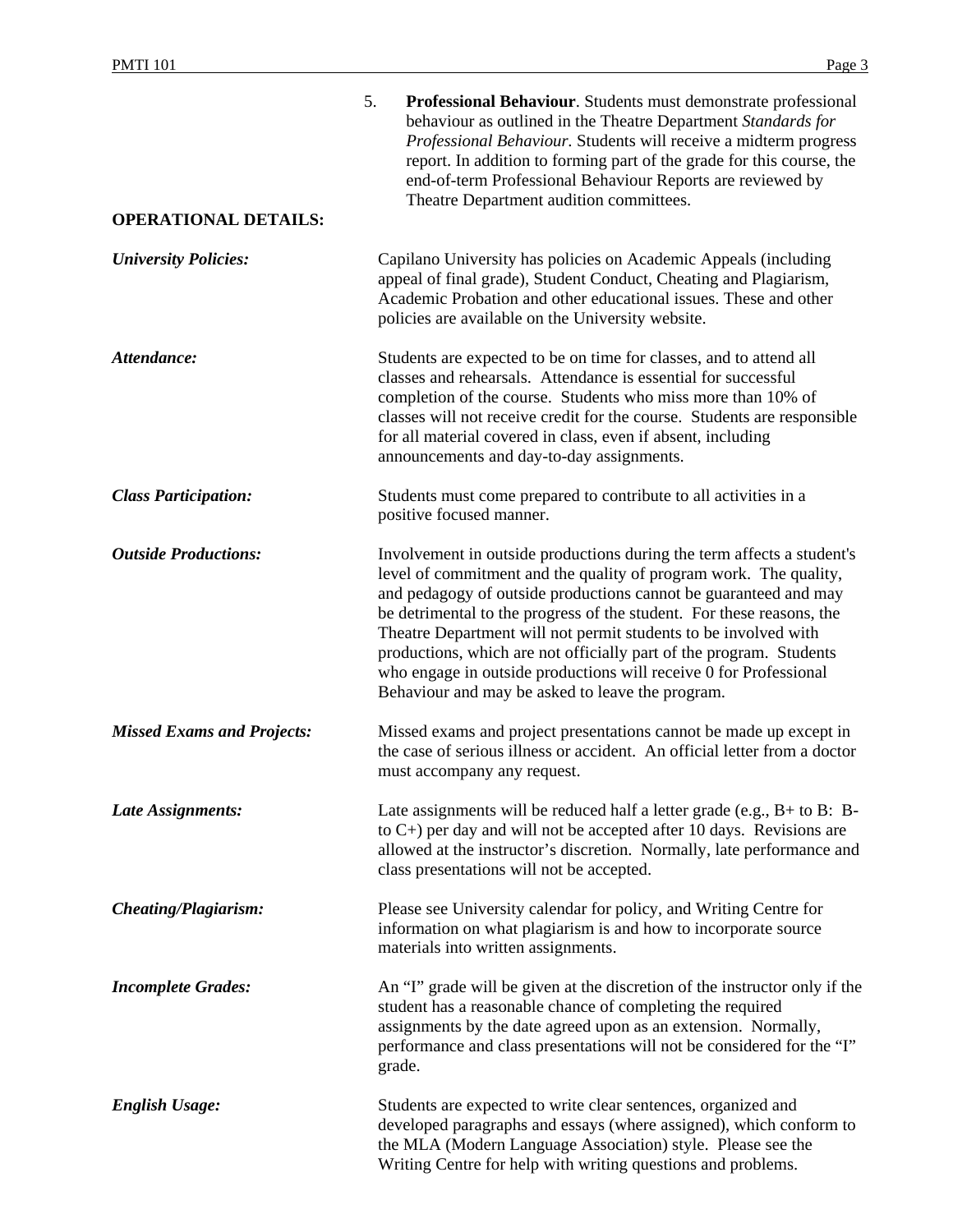5. **Professional Behaviour**. Students must demonstrate professional behaviour as outlined in the Theatre Department *Standards for Professional Behaviour*. Students will receive a midterm progress report. In addition to forming part of the grade for this course, the end-of-term Professional Behaviour Reports are reviewed by Theatre Department audition committees.

**OPERATIONAL DETAILS:**

***University Policies:*** Capilano University has policies on Academic Appeals (including appeal of final grade), Student Conduct, Cheating and Plagiarism, Academic Probation and other educational issues. These and other policies are available on the University website.

***Attendance:*** Students are expected to be on time for classes, and to attend all classes and rehearsals. Attendance is essential for successful completion of the course. Students who miss more than 10% of classes will not receive credit for the course. Students are responsible for all material covered in class, even if absent, including announcements and day-to-day assignments.

***Class Participation:*** Students must come prepared to contribute to all activities in a positive focused manner.

***Outside Productions:*** Involvement in outside productions during the term affects a student's level of commitment and the quality of program work. The quality, and pedagogy of outside productions cannot be guaranteed and may be detrimental to the progress of the student. For these reasons, the Theatre Department will not permit students to be involved with productions, which are not officially part of the program. Students who engage in outside productions will receive 0 for Professional Behaviour and may be asked to leave the program.

***Missed Exams and Projects:*** Missed exams and project presentations cannot be made up except in the case of serious illness or accident. An official letter from a doctor must accompany any request.

***Late Assignments:*** Late assignments will be reduced half a letter grade (e.g., B+ to B: B- to C+) per day and will not be accepted after 10 days. Revisions are allowed at the instructor's discretion. Normally, late performance and class presentations will not be accepted.

***Cheating/Plagiarism:*** Please see University calendar for policy, and Writing Centre for information on what plagiarism is and how to incorporate source materials into written assignments.

***Incomplete Grades:*** An "I" grade will be given at the discretion of the instructor only if the student has a reasonable chance of completing the required assignments by the date agreed upon as an extension. Normally, performance and class presentations will not be considered for the "I" grade.

***English Usage:*** Students are expected to write clear sentences, organized and developed paragraphs and essays (where assigned), which conform to the MLA (Modern Language Association) style. Please see the Writing Centre for help with writing questions and problems.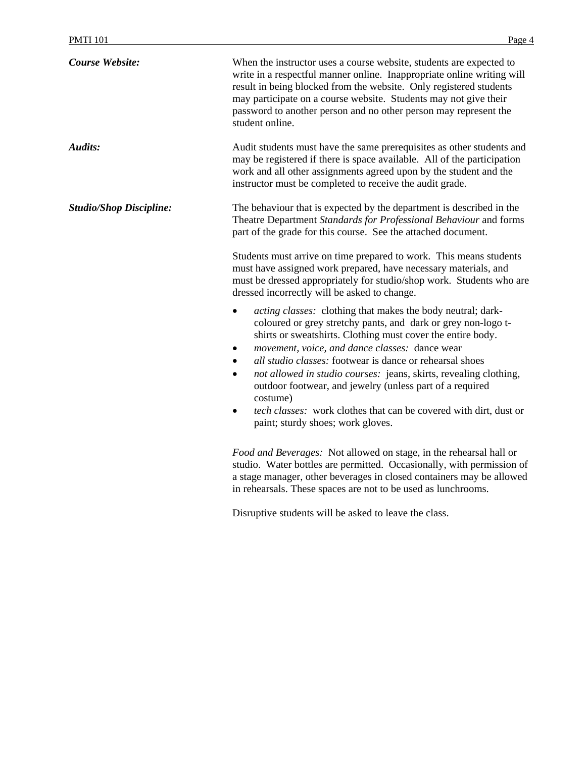***Course Website:*** When the instructor uses a course website, students are expected to write in a respectful manner online. Inappropriate online writing will result in being blocked from the website. Only registered students may participate on a course website. Students may not give their password to another person and no other person may represent the student online.

***Audits:*** Audit students must have the same prerequisites as other students and may be registered if there is space available. All of the participation work and all other assignments agreed upon by the student and the instructor must be completed to receive the audit grade.

***Studio/Shop Discipline:*** The behaviour that is expected by the department is described in the Theatre Department *Standards for Professional Behaviour* and forms part of the grade for this course. See the attached document.

Students must arrive on time prepared to work. This means students must have assigned work prepared, have necessary materials, and must be dressed appropriately for studio/shop work. Students who are dressed incorrectly will be asked to change.

- *acting classes:* clothing that makes the body neutral; dark-coloured or grey stretchy pants, and dark or grey non-logo t-shirts or sweatshirts. Clothing must cover the entire body.
- *movement, voice, and dance classes:* dance wear
- *all studio classes:* footwear is dance or rehearsal shoes
- *not allowed in studio courses:* jeans, skirts, revealing clothing, outdoor footwear, and jewelry (unless part of a required costume)
- *tech classes:* work clothes that can be covered with dirt, dust or paint; sturdy shoes; work gloves.

*Food and Beverages:* Not allowed on stage, in the rehearsal hall or studio. Water bottles are permitted. Occasionally, with permission of a stage manager, other beverages in closed containers may be allowed in rehearsals. These spaces are not to be used as lunchrooms.

Disruptive students will be asked to leave the class.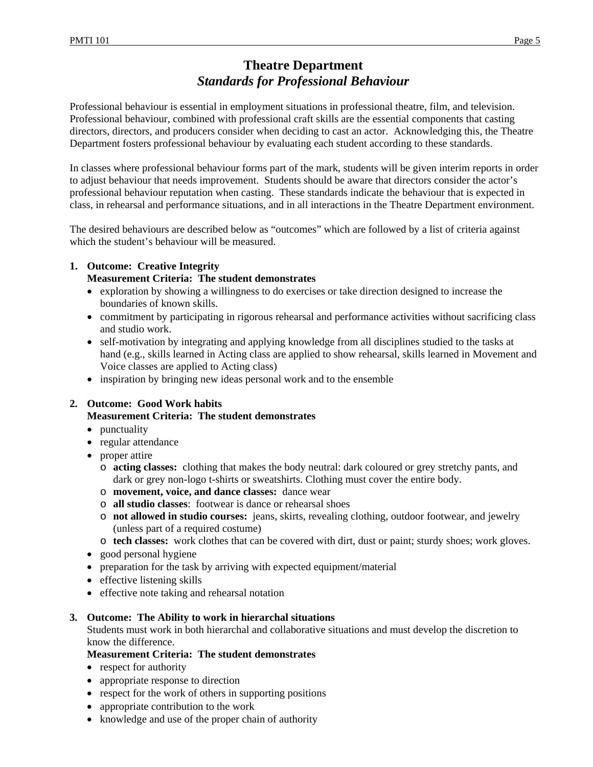# Theatre Department
## *Standards for Professional Behaviour*

Professional behaviour is essential in employment situations in professional theatre, film, and television. Professional behaviour, combined with professional craft skills are the essential components that casting directors, directors, and producers consider when deciding to cast an actor. Acknowledging this, the Theatre Department fosters professional behaviour by evaluating each student according to these standards.

In classes where professional behaviour forms part of the mark, students will be given interim reports in order to adjust behaviour that needs improvement. Students should be aware that directors consider the actor's professional behaviour reputation when casting. These standards indicate the behaviour that is expected in class, in rehearsal and performance situations, and in all interactions in the Theatre Department environment.

The desired behaviours are described below as "outcomes" which are followed by a list of criteria against which the student's behaviour will be measured.

1. **Outcome: Creative Integrity**
   **Measurement Criteria: The student demonstrates**
   - exploration by showing a willingness to do exercises or take direction designed to increase the boundaries of known skills.
   - commitment by participating in rigorous rehearsal and performance activities without sacrificing class and studio work.
   - self-motivation by integrating and applying knowledge from all disciplines studied to the tasks at hand (e.g., skills learned in Acting class are applied to show rehearsal, skills learned in Movement and Voice classes are applied to Acting class)
   - inspiration by bringing new ideas personal work and to the ensemble

2. **Outcome: Good Work habits**
   **Measurement Criteria: The student demonstrates**
   - punctuality
   - regular attendance
   - proper attire
     - **acting classes:** clothing that makes the body neutral: dark coloured or grey stretchy pants, and dark or grey non-logo t-shirts or sweatshirts. Clothing must cover the entire body.
     - **movement, voice, and dance classes:** dance wear
     - **all studio classes**: footwear is dance or rehearsal shoes
     - **not allowed in studio courses:** jeans, skirts, revealing clothing, outdoor footwear, and jewelry (unless part of a required costume)
     - **tech classes:** work clothes that can be covered with dirt, dust or paint; sturdy shoes; work gloves.
   - good personal hygiene
   - preparation for the task by arriving with expected equipment/material
   - effective listening skills
   - effective note taking and rehearsal notation

3. **Outcome: The Ability to work in hierarchal situations**
   Students must work in both hierarchal and collaborative situations and must develop the discretion to know the difference.
   **Measurement Criteria: The student demonstrates**
   - respect for authority
   - appropriate response to direction
   - respect for the work of others in supporting positions
   - appropriate contribution to the work
   - knowledge and use of the proper chain of authority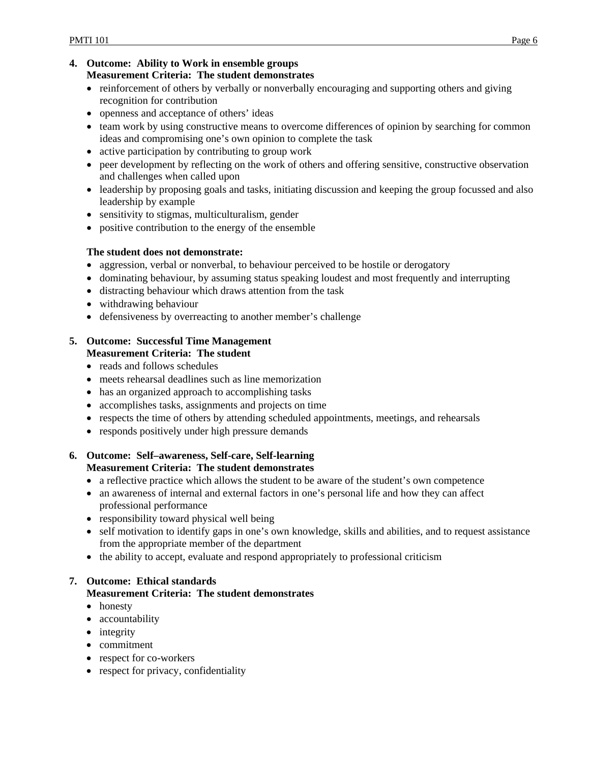**4. Outcome: Ability to Work in ensemble groups**
**Measurement Criteria: The student demonstrates**

- reinforcement of others by verbally or nonverbally encouraging and supporting others and giving recognition for contribution
- openness and acceptance of others' ideas
- team work by using constructive means to overcome differences of opinion by searching for common ideas and compromising one's own opinion to complete the task
- active participation by contributing to group work
- peer development by reflecting on the work of others and offering sensitive, constructive observation and challenges when called upon
- leadership by proposing goals and tasks, initiating discussion and keeping the group focussed and also leadership by example
- sensitivity to stigmas, multiculturalism, gender
- positive contribution to the energy of the ensemble

**The student does not demonstrate:**

- aggression, verbal or nonverbal, to behaviour perceived to be hostile or derogatory
- dominating behaviour, by assuming status speaking loudest and most frequently and interrupting
- distracting behaviour which draws attention from the task
- withdrawing behaviour
- defensiveness by overreacting to another member's challenge

**5. Outcome: Successful Time Management**
**Measurement Criteria: The student**

- reads and follows schedules
- meets rehearsal deadlines such as line memorization
- has an organized approach to accomplishing tasks
- accomplishes tasks, assignments and projects on time
- respects the time of others by attending scheduled appointments, meetings, and rehearsals
- responds positively under high pressure demands

**6. Outcome: Self–awareness, Self-care, Self-learning**
**Measurement Criteria: The student demonstrates**

- a reflective practice which allows the student to be aware of the student's own competence
- an awareness of internal and external factors in one's personal life and how they can affect professional performance
- responsibility toward physical well being
- self motivation to identify gaps in one's own knowledge, skills and abilities, and to request assistance from the appropriate member of the department
- the ability to accept, evaluate and respond appropriately to professional criticism

**7. Outcome: Ethical standards**
**Measurement Criteria: The student demonstrates**

- honesty
- accountability
- integrity
- commitment
- respect for co-workers
- respect for privacy, confidentiality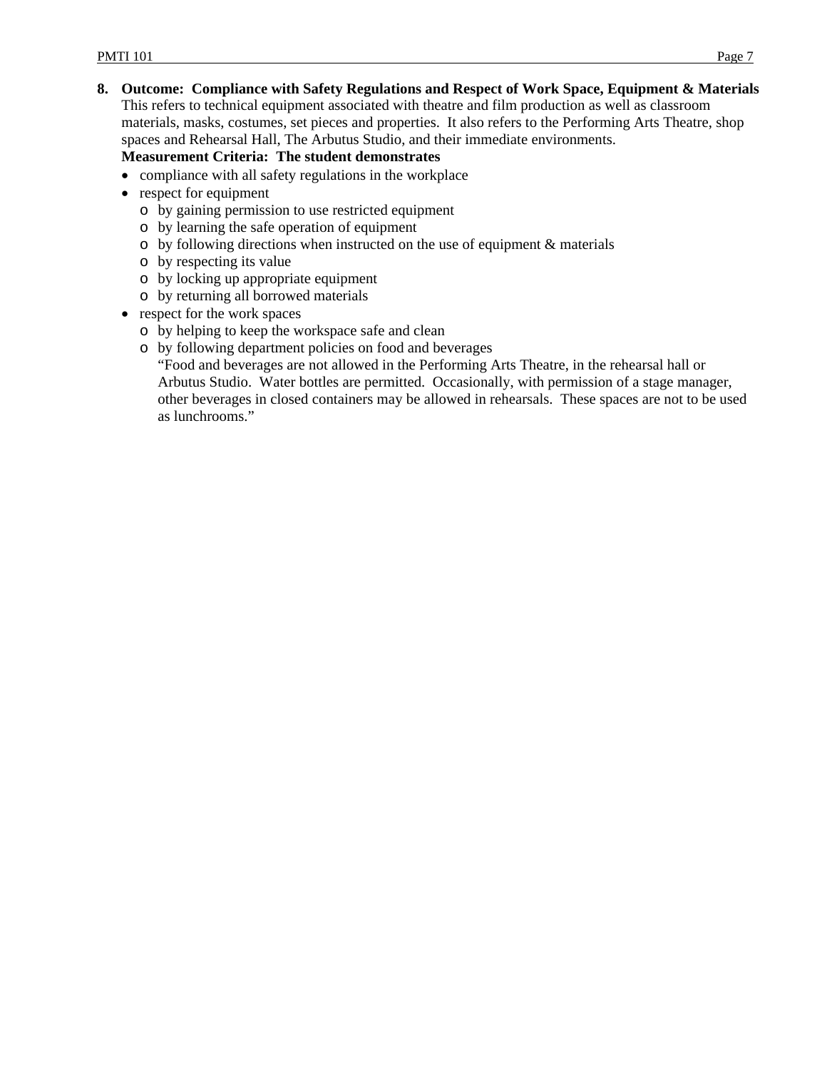8. **Outcome: Compliance with Safety Regulations and Respect of Work Space, Equipment & Materials**
   This refers to technical equipment associated with theatre and film production as well as classroom materials, masks, costumes, set pieces and properties. It also refers to the Performing Arts Theatre, shop spaces and Rehearsal Hall, The Arbutus Studio, and their immediate environments.
   **Measurement Criteria: The student demonstrates**
   - compliance with all safety regulations in the workplace
   - respect for equipment
     - by gaining permission to use restricted equipment
     - by learning the safe operation of equipment
     - by following directions when instructed on the use of equipment & materials
     - by respecting its value
     - by locking up appropriate equipment
     - by returning all borrowed materials
   - respect for the work spaces
     - by helping to keep the workspace safe and clean
     - by following department policies on food and beverages
       "Food and beverages are not allowed in the Performing Arts Theatre, in the rehearsal hall or Arbutus Studio. Water bottles are permitted. Occasionally, with permission of a stage manager, other beverages in closed containers may be allowed in rehearsals. These spaces are not to be used as lunchrooms."